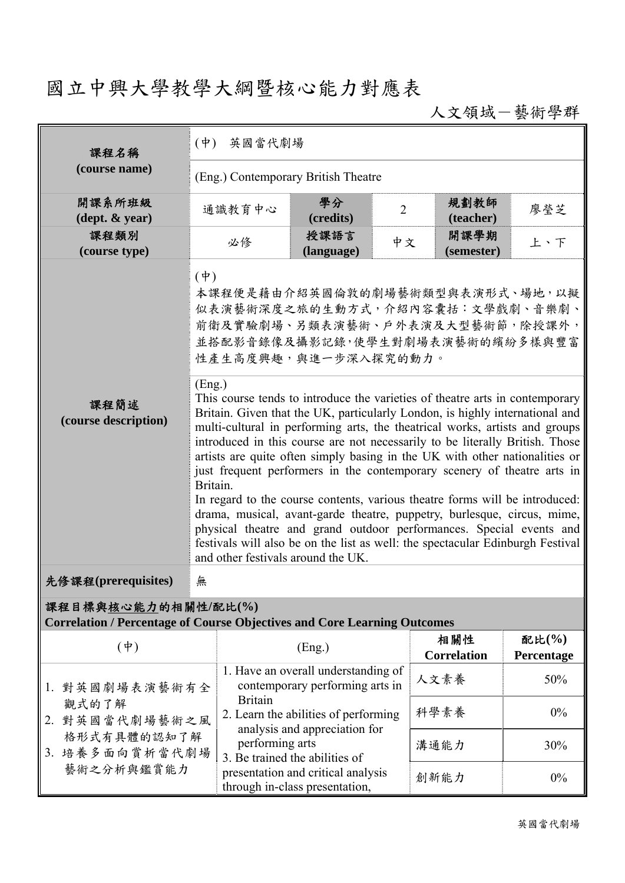# 國立中興大學教學大綱暨核心能力對應表

人文領域－藝術學群

| 課程名稱 (course name) | (中) 英國當代劇場 | | | | |
|---|---|---|---|---|---|
| | (Eng.) Contemporary British Theatre | | | | |
| 開課系所班級 (dept. & year) | 通識教育中心 | 學分 (credits) | 2 | 規劃教師 (teacher) | 廖瑩芝 |
| 課程類別 (course type) | 必修 | 授課語言 (language) | 中文 | 開課學期 (semester) | 上、下 |
| 課程簡述 (course description) | (中)<br>本課程便是藉由介紹英國倫敦的劇場藝術類型與表演形式、場地，以擬似表演藝術深度之旅的生動方式，介紹內容囊括：文學戲劇、音樂劇、前衛及實驗劇場、另類表演藝術、戶外表演及大型藝術節，除授課外，並搭配影音錄像及攝影記錄,使學生對劇場表演藝術的繽紛多樣與豐富性產生高度興趣，與進一步深入探究的動力。 | | | | |
| | (Eng.)<br>This course tends to introduce the varieties of theatre arts in contemporary Britain. Given that the UK, particularly London, is highly international and multi-cultural in performing arts, the theatrical works, artists and groups introduced in this course are not necessarily to be literally British. Those artists are quite often simply basing in the UK with other nationalities or just frequent performers in the contemporary scenery of theatre arts in Britain.<br>In regard to the course contents, various theatre forms will be introduced: drama, musical, avant-garde theatre, puppetry, burlesque, circus, mime, physical theatre and grand outdoor performances. Special events and festivals will also be on the list as well: the spectacular Edinburgh Festival and other festivals around the UK. | | | | |
| 先修課程(prerequisites) | 無 | | | | |

**課程目標與核心能力的相關性/配比(%)**
**Correlation / Percentage of Course Objectives and Core Learning Outcomes**

| (中) | (Eng.) | 相關性 Correlation | 配比(%) Percentage |
|---|---|---|---|
| 1. 對英國劇場表演藝術有全觀式的了解<br>2. 對英國當代劇場藝術之風格形式有具體的認知了解<br>3. 培養多面向賞析當代劇場藝術之分析與鑑賞能力 | 1. Have an overall understanding of contemporary performing arts in Britain<br>2. Learn the abilities of performing analysis and appreciation for performing arts<br>3. Be trained the abilities of presentation and critical analysis through in-class presentation, | 人文素養 | 50% |
| | | 科學素養 | 0% |
| | | 溝通能力 | 30% |
| | | 創新能力 | 0% |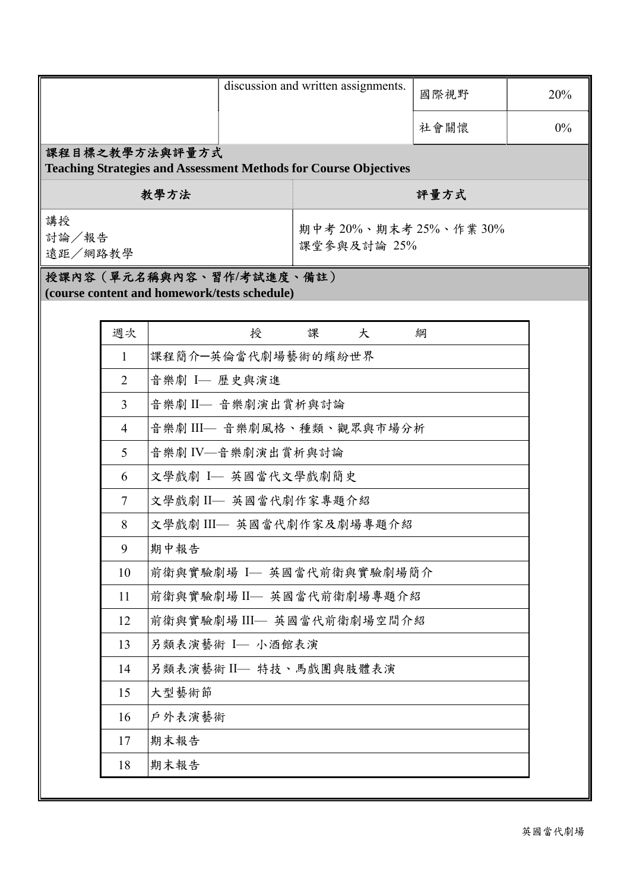| | discussion and written assignments. | 國際視野 | 20% |
|---|---|---|---|
| | | 社會關懷 | 0% |

**課程目標之教學方法與評量方式**
**Teaching Strategies and Assessment Methods for Course Objectives**

| 教學方法 | 評量方式 |
|---|---|
| 講授<br>討論／報告<br>遠距／網路教學 | 期中考 20%、期末考 25%、作業 30%<br>課堂參與及討論 25% |

**授課內容（單元名稱與內容、習作/考試進度、備註）**
**(course content and homework/tests schedule)**

| 週次 | 授　課　大　綱 |
|---|---|
| 1 | 課程簡介─英倫當代劇場藝術的繽紛世界 |
| 2 | 音樂劇 I— 歷史與演進 |
| 3 | 音樂劇 II— 音樂劇演出賞析與討論 |
| 4 | 音樂劇 III— 音樂劇風格、種類、觀眾與市場分析 |
| 5 | 音樂劇 IV—音樂劇演出賞析與討論 |
| 6 | 文學戲劇 I— 英國當代文學戲劇簡史 |
| 7 | 文學戲劇 II— 英國當代劇作家專題介紹 |
| 8 | 文學戲劇 III— 英國當代劇作家及劇場專題介紹 |
| 9 | 期中報告 |
| 10 | 前衛與實驗劇場 I— 英國當代前衛與實驗劇場簡介 |
| 11 | 前衛與實驗劇場 II— 英國當代前衛劇場專題介紹 |
| 12 | 前衛與實驗劇場 III— 英國當代前衛劇場空間介紹 |
| 13 | 另類表演藝術 I— 小酒館表演 |
| 14 | 另類表演藝術 II— 特技、馬戲團與肢體表演 |
| 15 | 大型藝術節 |
| 16 | 戶外表演藝術 |
| 17 | 期末報告 |
| 18 | 期末報告 |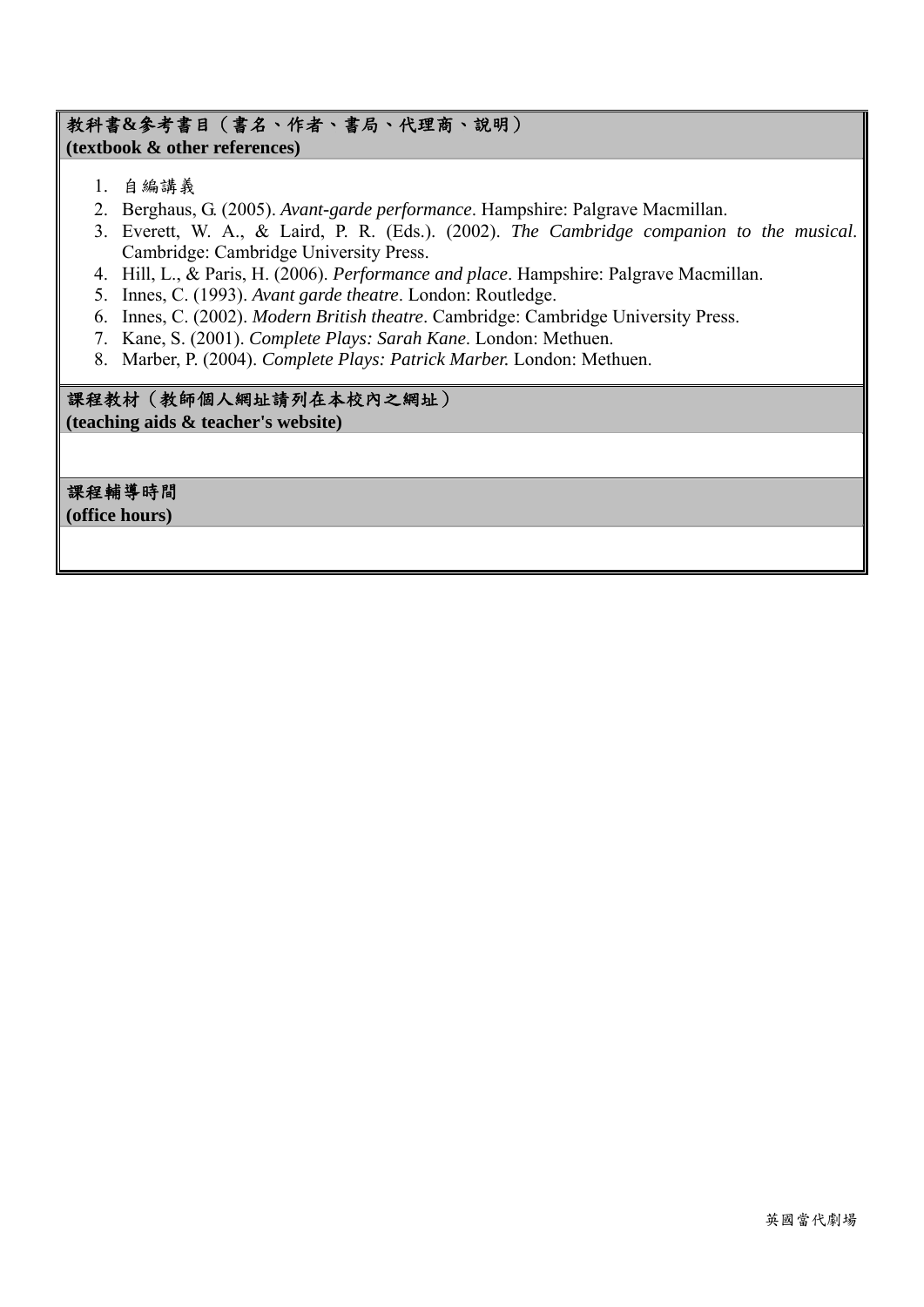**教科書&參考書目（書名、作者、書局、代理商、說明）**
**(textbook & other references)**

1. 自編講義
2. Berghaus, G. (2005). *Avant-garde performance*. Hampshire: Palgrave Macmillan.
3. Everett, W. A., & Laird, P. R. (Eds.). (2002). *The Cambridge companion to the musical*. Cambridge: Cambridge University Press.
4. Hill, L., & Paris, H. (2006). *Performance and place*. Hampshire: Palgrave Macmillan.
5. Innes, C. (1993). *Avant garde theatre*. London: Routledge.
6. Innes, C. (2002). *Modern British theatre*. Cambridge: Cambridge University Press.
7. Kane, S. (2001). *Complete Plays: Sarah Kane*. London: Methuen.
8. Marber, P. (2004). *Complete Plays: Patrick Marber.* London: Methuen.

**課程教材（教師個人網址請列在本校內之網址）**
**(teaching aids & teacher's website)**

**課程輔導時間**
**(office hours)**